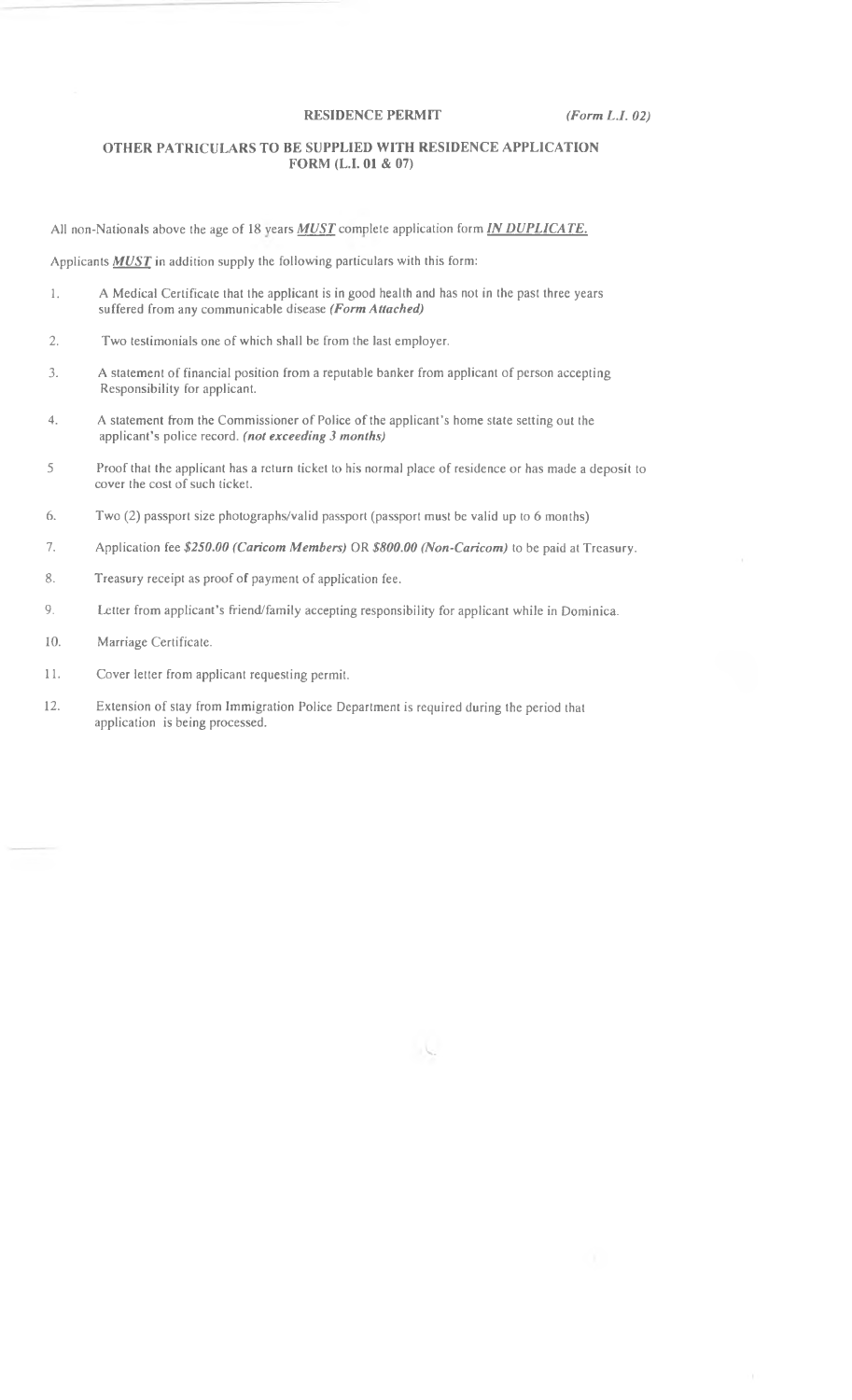**RESIDENCE PERMIT** *(Form L.I. 02)*

## OTHER PATRICULARS TO BE SUPPLIED WITH RESIDENCE APPLICATION FORM (L.I. 01 & 07)

All non-Nationals above the age of 18 years ***MUST*** complete application form ***IN DUPLICATE.***

Applicants ***MUST*** in addition supply the following particulars with this form:

1. A Medical Certificate that the applicant is in good health and has not in the past three years suffered from any communicable disease ***(Form Attached)***
2. Two testimonials one of which shall be from the last employer.
3. A statement of financial position from a reputable banker from applicant of person accepting Responsibility for applicant.
4. A statement from the Commissioner of Police of the applicant's home state setting out the applicant's police record. ***(not exceeding 3 months)***
5. Proof that the applicant has a return ticket to his normal place of residence or has made a deposit to cover the cost of such ticket.
6. Two (2) passport size photographs/valid passport (passport must be valid up to 6 months)
7. Application fee ***$250.00 (Caricom Members)*** OR ***$800.00 (Non-Caricom)*** to be paid at Treasury.
8. Treasury receipt as proof of payment of application fee.
9. Letter from applicant's friend/family accepting responsibility for applicant while in Dominica.
10. Marriage Certificate.
11. Cover letter from applicant requesting permit.
12. Extension of stay from Immigration Police Department is required during the period that application is being processed.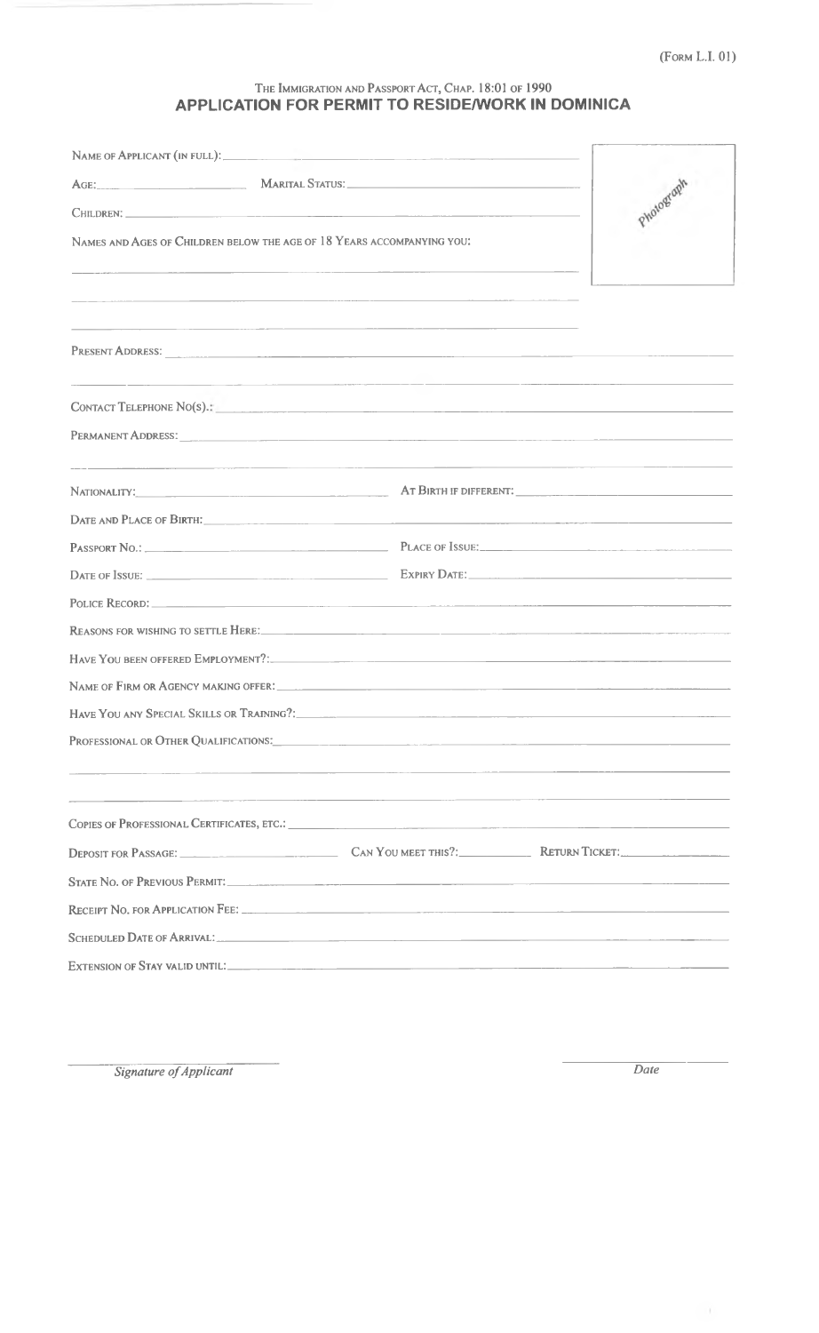(Form L.I. 01)

The Immigration and Passport Act, Chap. 18:01 of 1990

# APPLICATION FOR PERMIT TO RESIDE/WORK IN DOMINICA

Name of Applicant (in full): ______________________________

Photograph

Age: ______________ Marital Status: ______________________________

Children: ______________________________

Names and Ages of Children below the age of 18 Years accompanying you:

______________________________

______________________________

______________________________

Present Address: ______________________________

______________________________

Contact Telephone No(s).: ______________________________

Permanent Address: ______________________________

______________________________

Nationality: ______________ At Birth if different: ______________

Date and Place of Birth: ______________________________

Passport No.: ______________ Place of Issue: ______________

Date of Issue: ______________ Expiry Date: ______________

Police Record: ______________________________

Reasons for wishing to settle Here: ______________________________

Have You been offered Employment?: ______________________________

Name of Firm or Agency making offer: ______________________________

Have You any Special Skills or Training?: ______________________________

Professional or Other Qualifications: ______________________________

______________________________

______________________________

Copies of Professional Certificates, etc.: ______________________________

Deposit for Passage: ______________ Can You meet this?: ______________ Return Ticket: ______________

State No. of Previous Permit: ______________________________

Receipt No. for Application Fee: ______________________________

Scheduled Date of Arrival: ______________________________

Extension of Stay valid until: ______________________________

______________________________
*Signature of Applicant*

______________
*Date*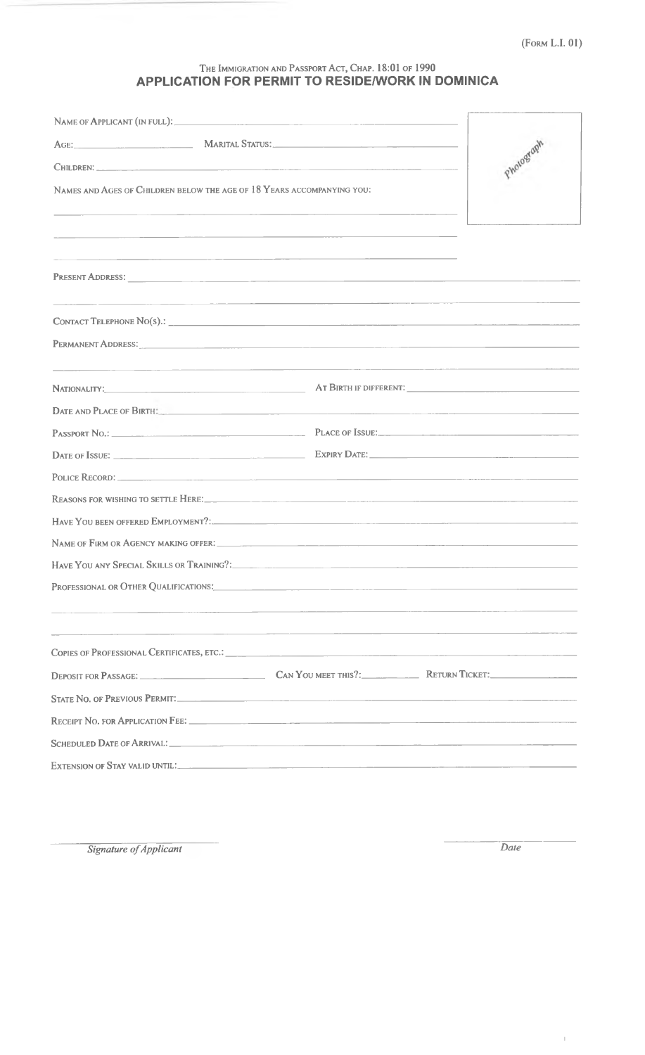(Form L.I. 01)

The Immigration and Passport Act, Chap. 18:01 of 1990

# APPLICATION FOR PERMIT TO RESIDE/WORK IN DOMINICA

Name of Applicant (in full): ____________________

Age: ____________ Marital Status: ____________________

Children: ____________________

Names and Ages of Children below the age of 18 Years accompanying you:

____________________

____________________

____________________

Photograph

Present Address: ____________________

____________________

Contact Telephone No(s).: ____________________

Permanent Address: ____________________

____________________

Nationality: ____________________ At Birth if different: ____________________

Date and Place of Birth: ____________________

Passport No.: ____________________ Place of Issue: ____________________

Date of Issue: ____________________ Expiry Date: ____________________

Police Record: ____________________

Reasons for wishing to settle Here: ____________________

Have You been offered Employment?: ____________________

Name of Firm or Agency making offer: ____________________

Have You any Special Skills or Training?: ____________________

Professional or Other Qualifications: ____________________

____________________

____________________

Copies of Professional Certificates, etc.: ____________________

Deposit for Passage: ____________ Can You meet this?: ____________ Return Ticket: ____________

State No. of Previous Permit: ____________________

Receipt No. for Application Fee: ____________________

Scheduled Date of Arrival: ____________________

Extension of Stay valid until: ____________________

____________________
*Signature of Applicant*

____________________
*Date*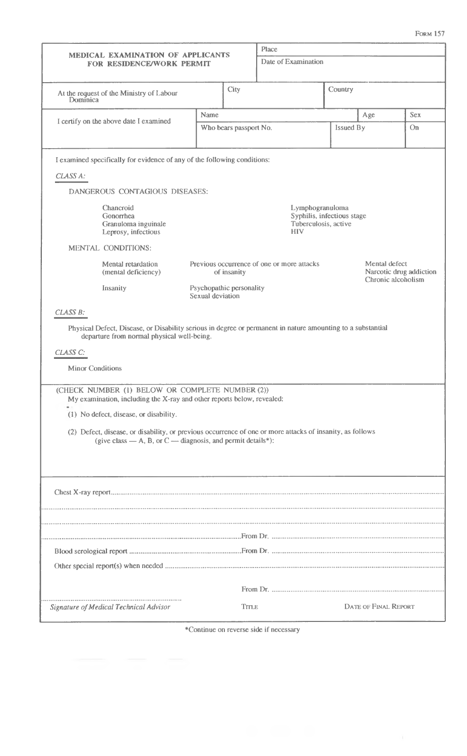Form 157

| | | |
|---|---|---|
| **MEDICAL EXAMINATION OF APPLICANTS FOR RESIDENCE/WORK PERMIT** | Place | |
| | Date of Examination | |

| | | |
|---|---|---|
| At the request of the Ministry of Labour Dominica | City | Country |

| | | | |
|---|---|---|---|
| I certify on the above date I examined | Name | Age | Sex |
| | Who bears passport No. | Issued By | On |

I examined specifically for evidence of any of the following conditions:

*CLASS A:*

DANGEROUS CONTAGIOUS DISEASES:

- Chancroid
- Gonorrhea
- Granuloma inguinale
- Leprosy, infectious
- Lymphogranuloma
- Syphilis, infectious stage
- Tuberculosis, active
- HIV

MENTAL CONDITIONS:

- Mental retardation (mental deficiency)
- Insanity
- Previous occurrence of one or more attacks of insanity
- Psychopathic personality
- Sexual deviation
- Mental defect
- Narcotic drug addiction
- Chronic alcoholism

*CLASS B:*

Physical Defect, Disease, or Disability serious in degree or permanent in nature amounting to a substantial departure from normal physical well-being.

*CLASS C:*

Minor Conditions

(CHECK NUMBER (1) BELOW OR COMPLETE NUMBER (2))
My examination, including the X-ray and other reports below, revealed:

(1) No defect, disease, or disability.

(2) Defect, disease, or disability, or previous occurrence of one or more attacks of insanity, as follows (give class — A, B, or C — diagnosis, and permit details*):

Chest X-ray report..........................................................................................................

..........................................................................................................

..........................................................................................................

.......................................................................................................... From Dr. ..........................................

Blood serological report .......................................... From Dr. ..........................................

Other special report(s) when needed ..........................................................................................................

From Dr. ..........................................

.......................................................................
*Signature of Medical Technical Advisor* — Title — Date of Final Report

*Continue on reverse side if necessary